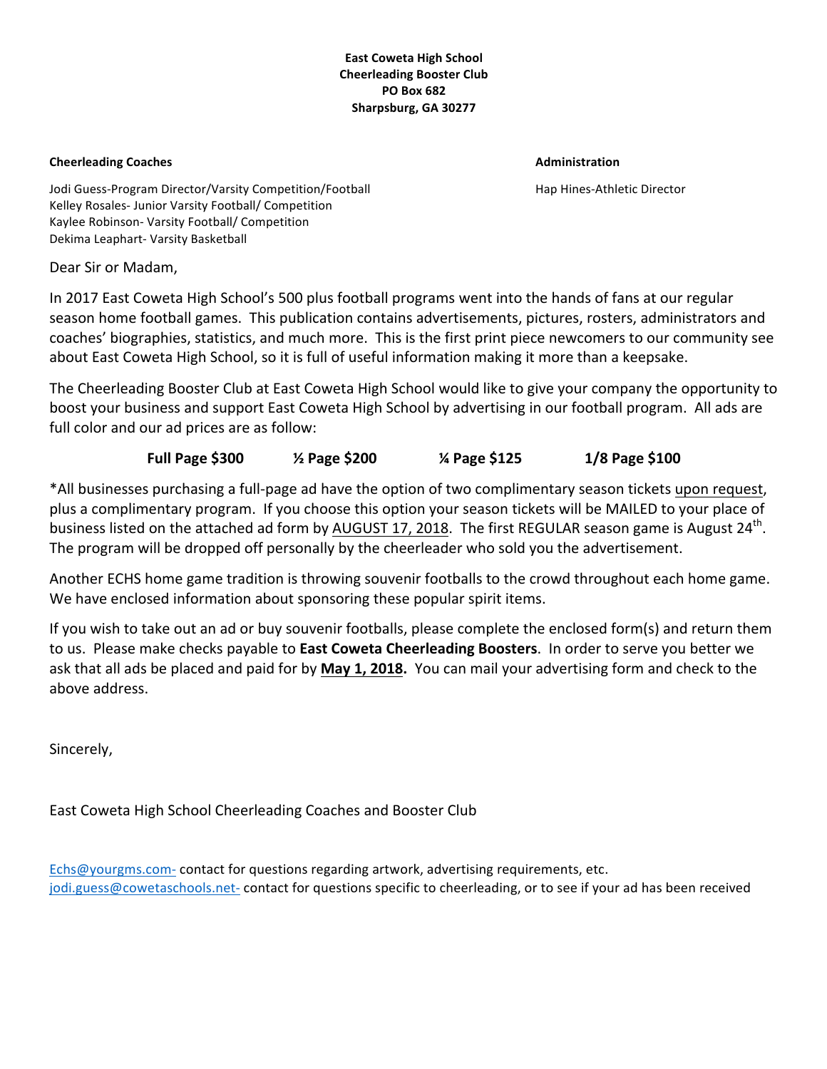**East Coweta High School**
**Cheerleading Booster Club**
**PO Box 682**
**Sharpsburg, GA 30277**

**Cheerleading Coaches**

Jodi Guess-Program Director/Varsity Competition/Football
Kelley Rosales- Junior Varsity Football/ Competition
Kaylee Robinson- Varsity Football/ Competition
Dekima Leaphart- Varsity Basketball

**Administration**

Hap Hines-Athletic Director

Dear Sir or Madam,

In 2017 East Coweta High School's 500 plus football programs went into the hands of fans at our regular season home football games. This publication contains advertisements, pictures, rosters, administrators and coaches' biographies, statistics, and much more. This is the first print piece newcomers to our community see about East Coweta High School, so it is full of useful information making it more than a keepsake.

The Cheerleading Booster Club at East Coweta High School would like to give your company the opportunity to boost your business and support East Coweta High School by advertising in our football program. All ads are full color and our ad prices are as follow:

**Full Page $300 ½ Page $200 ¼ Page $125 1/8 Page $100**

*All businesses purchasing a full-page ad have the option of two complimentary season tickets upon request, plus a complimentary program. If you choose this option your season tickets will be MAILED to your place of business listed on the attached ad form by AUGUST 17, 2018. The first REGULAR season game is August 24th. The program will be dropped off personally by the cheerleader who sold you the advertisement.

Another ECHS home game tradition is throwing souvenir footballs to the crowd throughout each home game. We have enclosed information about sponsoring these popular spirit items.

If you wish to take out an ad or buy souvenir footballs, please complete the enclosed form(s) and return them to us. Please make checks payable to **East Coweta Cheerleading Boosters**. In order to serve you better we ask that all ads be placed and paid for by **May 1, 2018.** You can mail your advertising form and check to the above address.

Sincerely,

East Coweta High School Cheerleading Coaches and Booster Club

Echs@yourgms.com- contact for questions regarding artwork, advertising requirements, etc.
jodi.guess@cowetaschools.net- contact for questions specific to cheerleading, or to see if your ad has been received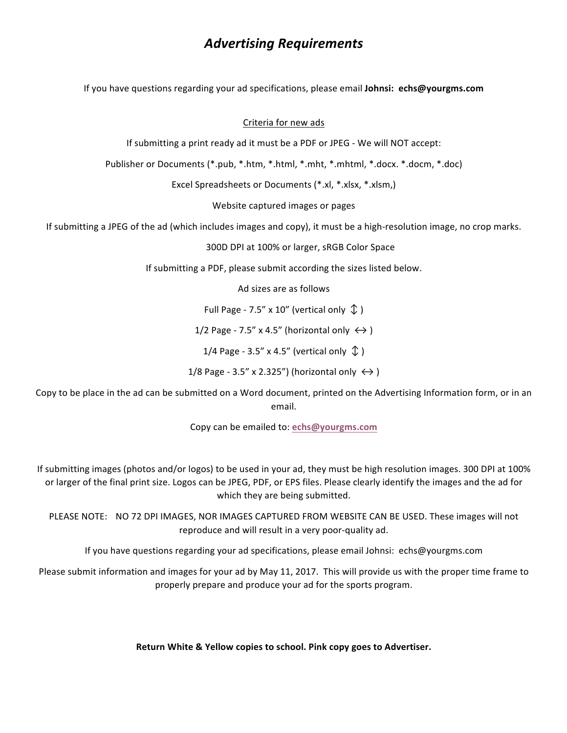# *Advertising Requirements*

If you have questions regarding your ad specifications, please email **Johnsi: echs@yourgms.com**

<u>Criteria for new ads</u>

If submitting a print ready ad it must be a PDF or JPEG - We will NOT accept:

Publisher or Documents (*.pub, *.htm, *.html, *.mht, *.mhtml, *.docx. *.docm, *.doc)

Excel Spreadsheets or Documents (*.xl, *.xlsx, *.xlsm,)

Website captured images or pages

If submitting a JPEG of the ad (which includes images and copy), it must be a high-resolution image, no crop marks.

300D DPI at 100% or larger, sRGB Color Space

If submitting a PDF, please submit according the sizes listed below.

Ad sizes are as follows

Full Page - 7.5" x 10" (vertical only ↕ )

1/2 Page - 7.5" x 4.5" (horizontal only ↔ )

1/4 Page - 3.5" x 4.5" (vertical only ↕ )

1/8 Page - 3.5" x 2.325") (horizontal only ↔ )

Copy to be place in the ad can be submitted on a Word document, printed on the Advertising Information form, or in an email.

Copy can be emailed to: **echs@yourgms.com**

If submitting images (photos and/or logos) to be used in your ad, they must be high resolution images. 300 DPI at 100% or larger of the final print size. Logos can be JPEG, PDF, or EPS files. Please clearly identify the images and the ad for which they are being submitted.

PLEASE NOTE: NO 72 DPI IMAGES, NOR IMAGES CAPTURED FROM WEBSITE CAN BE USED. These images will not reproduce and will result in a very poor-quality ad.

If you have questions regarding your ad specifications, please email Johnsi: echs@yourgms.com

Please submit information and images for your ad by May 11, 2017. This will provide us with the proper time frame to properly prepare and produce your ad for the sports program.

**Return White & Yellow copies to school. Pink copy goes to Advertiser.**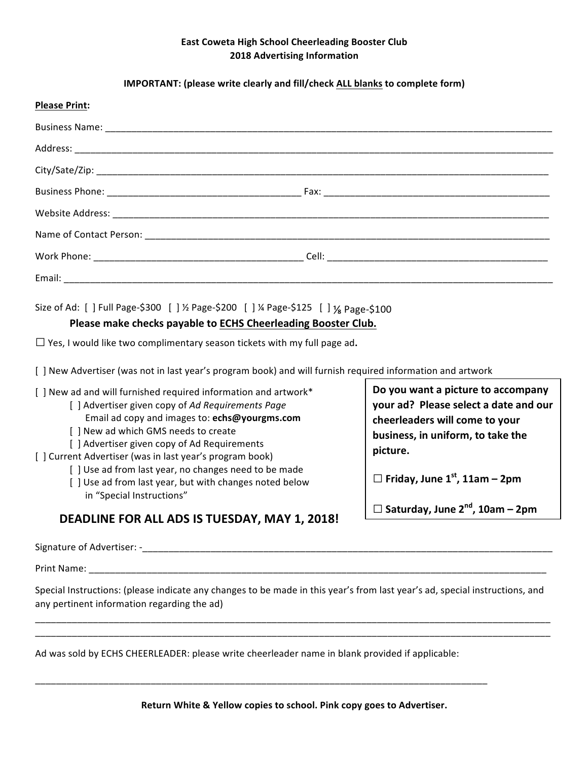**East Coweta High School Cheerleading Booster Club**
**2018 Advertising Information**

**IMPORTANT: (please write clearly and fill/check ALL blanks to complete form)**

**Please Print:**

Business Name: ______________________________________________

Address: ______________________________________________

City/Sate/Zip: ______________________________________________

Business Phone: ____________________ Fax: ____________________

Website Address: ______________________________________________

Name of Contact Person: ______________________________________________

Work Phone: ____________________ Cell: ____________________

Email: ______________________________________________

Size of Ad: [ ] Full Page-$300 [ ] ½ Page-$200 [ ] ¼ Page-$125 [ ] ⅛ Page-$100

**Please make checks payable to ECHS Cheerleading Booster Club.**

☐ Yes, I would like two complimentary season tickets with my full page ad**.**

[ ] New Advertiser (was not in last year's program book) and will furnish required information and artwork

[ ] New ad and will furnished required information and artwork*
- [ ] Advertiser given copy of *Ad Requirements Page*
  Email ad copy and images to: **echs@yourgms.com**
- [ ] New ad which GMS needs to create
- [ ] Advertiser given copy of Ad Requirements

[ ] Current Advertiser (was in last year's program book)
- [ ] Use ad from last year, no changes need to be made
- [ ] Use ad from last year, but with changes noted below in "Special Instructions"

**Do you want a picture to accompany your ad? Please select a date and our cheerleaders will come to your business, in uniform, to take the picture.**

**☐ Friday, June 1st, 11am – 2pm**

**☐ Saturday, June 2nd, 10am – 2pm**

## DEADLINE FOR ALL ADS IS TUESDAY, MAY 1, 2018!

Signature of Advertiser: -______________________________________________

Print Name: ______________________________________________

Special Instructions: (please indicate any changes to be made in this year's from last year's ad, special instructions, and any pertinent information regarding the ad)

______________________________________________

______________________________________________

Ad was sold by ECHS CHEERLEADER: please write cheerleader name in blank provided if applicable:

______________________________________________

**Return White & Yellow copies to school. Pink copy goes to Advertiser.**